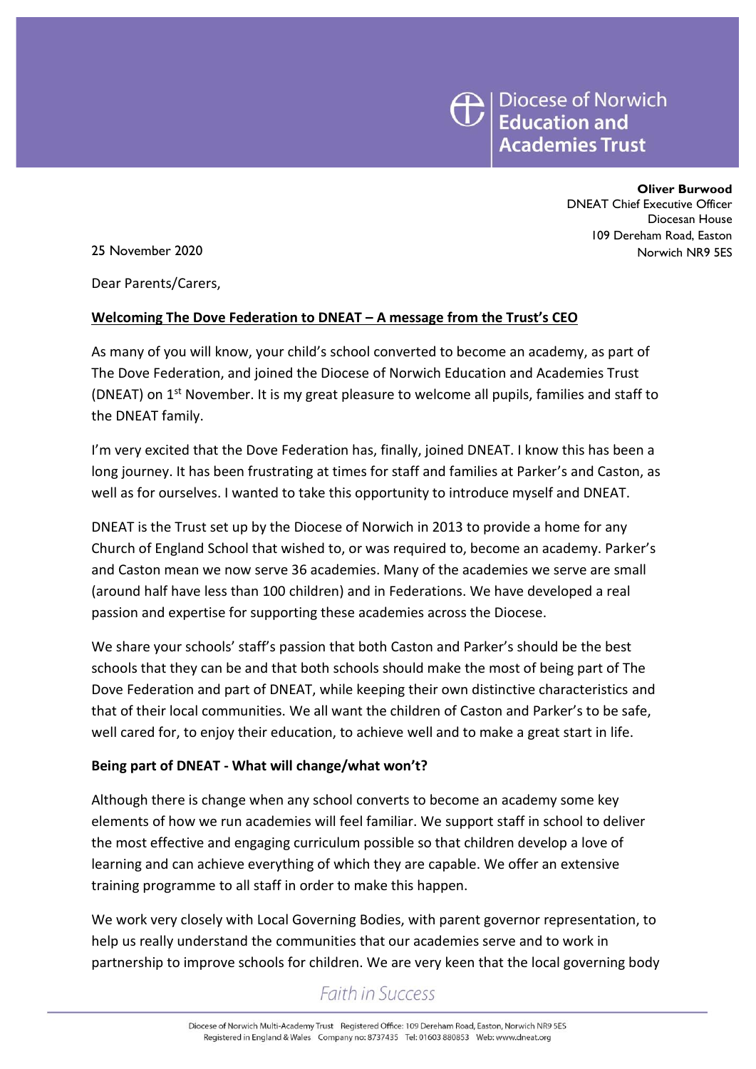Diocese of Norwich **Education and Academies Trust**

**Oliver Burwood**
DNEAT Chief Executive Officer
Diocesan House
109 Dereham Road, Easton
Norwich NR9 5ES

25 November 2020

Dear Parents/Carers,

**Welcoming The Dove Federation to DNEAT – A message from the Trust's CEO**

As many of you will know, your child's school converted to become an academy, as part of The Dove Federation, and joined the Diocese of Norwich Education and Academies Trust (DNEAT) on 1st November. It is my great pleasure to welcome all pupils, families and staff to the DNEAT family.

I'm very excited that the Dove Federation has, finally, joined DNEAT. I know this has been a long journey. It has been frustrating at times for staff and families at Parker's and Caston, as well as for ourselves. I wanted to take this opportunity to introduce myself and DNEAT.

DNEAT is the Trust set up by the Diocese of Norwich in 2013 to provide a home for any Church of England School that wished to, or was required to, become an academy. Parker's and Caston mean we now serve 36 academies. Many of the academies we serve are small (around half have less than 100 children) and in Federations. We have developed a real passion and expertise for supporting these academies across the Diocese.

We share your schools' staff's passion that both Caston and Parker's should be the best schools that they can be and that both schools should make the most of being part of The Dove Federation and part of DNEAT, while keeping their own distinctive characteristics and that of their local communities. We all want the children of Caston and Parker's to be safe, well cared for, to enjoy their education, to achieve well and to make a great start in life.

**Being part of DNEAT - What will change/what won't?**

Although there is change when any school converts to become an academy some key elements of how we run academies will feel familiar. We support staff in school to deliver the most effective and engaging curriculum possible so that children develop a love of learning and can achieve everything of which they are capable. We offer an extensive training programme to all staff in order to make this happen.

We work very closely with Local Governing Bodies, with parent governor representation, to help us really understand the communities that our academies serve and to work in partnership to improve schools for children. We are very keen that the local governing body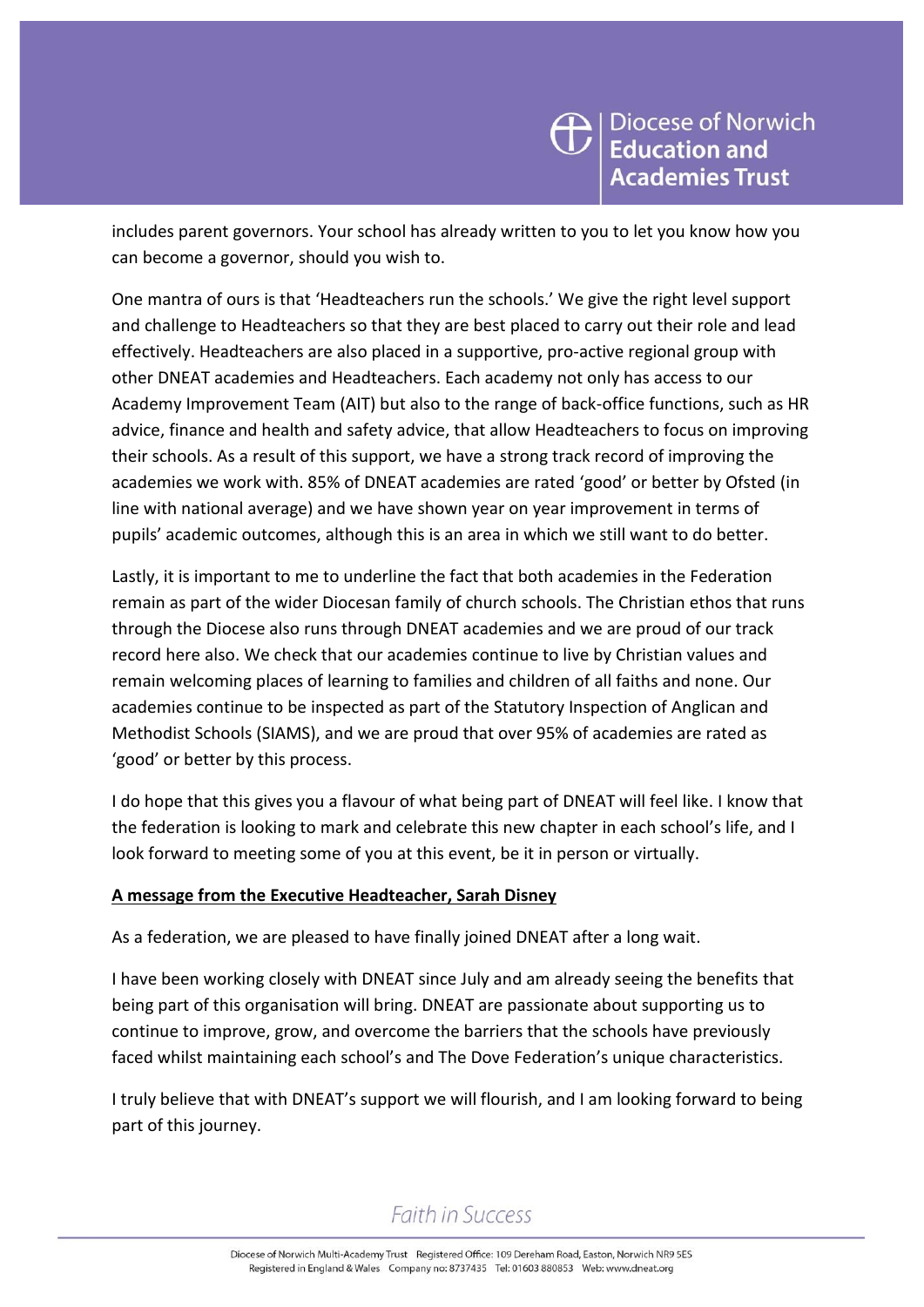includes parent governors. Your school has already written to you to let you know how you can become a governor, should you wish to.

One mantra of ours is that 'Headteachers run the schools.' We give the right level support and challenge to Headteachers so that they are best placed to carry out their role and lead effectively. Headteachers are also placed in a supportive, pro-active regional group with other DNEAT academies and Headteachers. Each academy not only has access to our Academy Improvement Team (AIT) but also to the range of back-office functions, such as HR advice, finance and health and safety advice, that allow Headteachers to focus on improving their schools. As a result of this support, we have a strong track record of improving the academies we work with. 85% of DNEAT academies are rated 'good' or better by Ofsted (in line with national average) and we have shown year on year improvement in terms of pupils' academic outcomes, although this is an area in which we still want to do better.

Lastly, it is important to me to underline the fact that both academies in the Federation remain as part of the wider Diocesan family of church schools. The Christian ethos that runs through the Diocese also runs through DNEAT academies and we are proud of our track record here also. We check that our academies continue to live by Christian values and remain welcoming places of learning to families and children of all faiths and none. Our academies continue to be inspected as part of the Statutory Inspection of Anglican and Methodist Schools (SIAMS), and we are proud that over 95% of academies are rated as 'good' or better by this process.

I do hope that this gives you a flavour of what being part of DNEAT will feel like. I know that the federation is looking to mark and celebrate this new chapter in each school's life, and I look forward to meeting some of you at this event, be it in person or virtually.

**A message from the Executive Headteacher, Sarah Disney**

As a federation, we are pleased to have finally joined DNEAT after a long wait.

I have been working closely with DNEAT since July and am already seeing the benefits that being part of this organisation will bring. DNEAT are passionate about supporting us to continue to improve, grow, and overcome the barriers that the schools have previously faced whilst maintaining each school's and The Dove Federation's unique characteristics.

I truly believe that with DNEAT's support we will flourish, and I am looking forward to being part of this journey.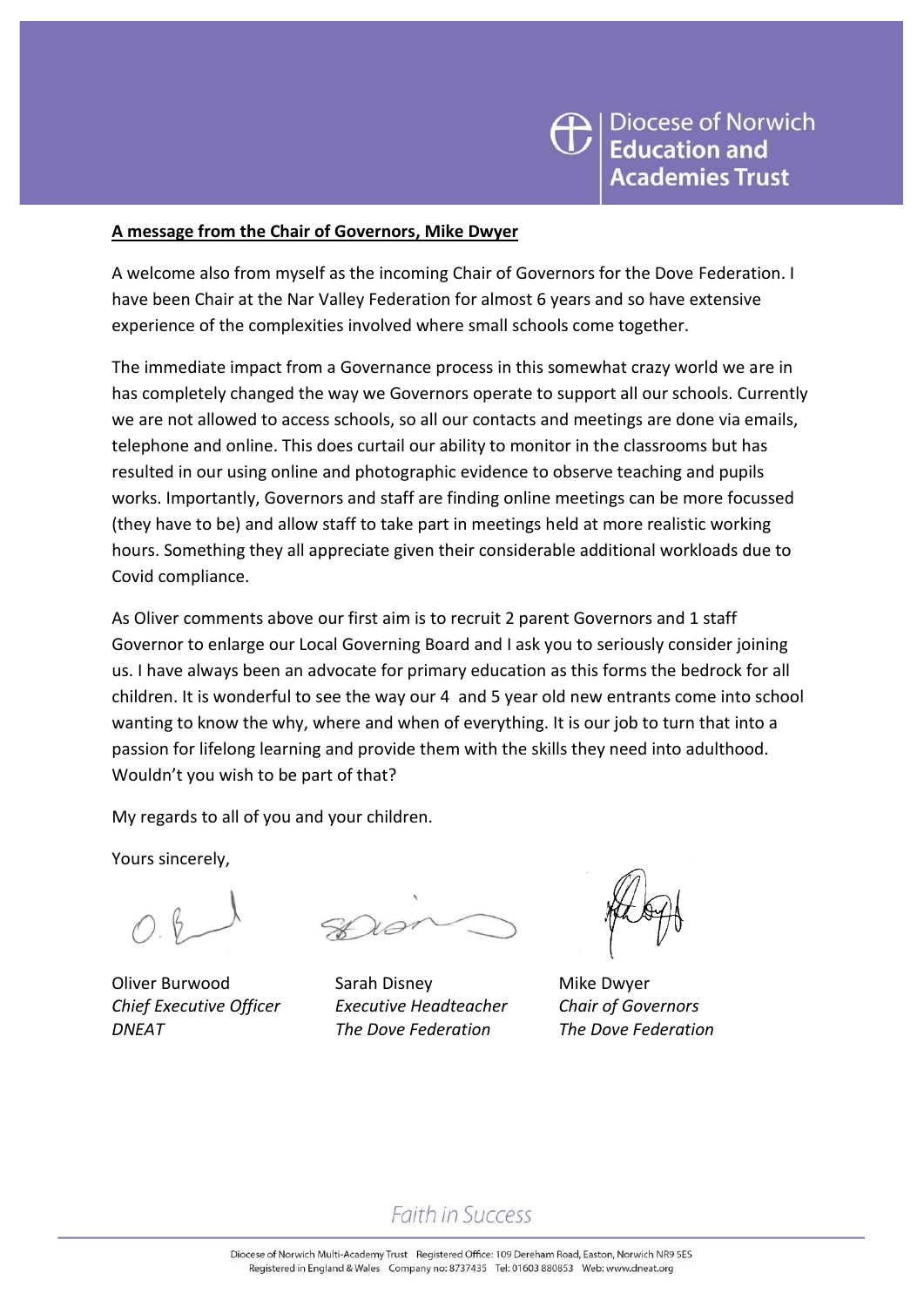**A message from the Chair of Governors, Mike Dwyer**

A welcome also from myself as the incoming Chair of Governors for the Dove Federation. I have been Chair at the Nar Valley Federation for almost 6 years and so have extensive experience of the complexities involved where small schools come together.

The immediate impact from a Governance process in this somewhat crazy world we are in has completely changed the way we Governors operate to support all our schools. Currently we are not allowed to access schools, so all our contacts and meetings are done via emails, telephone and online. This does curtail our ability to monitor in the classrooms but has resulted in our using online and photographic evidence to observe teaching and pupils works. Importantly, Governors and staff are finding online meetings can be more focussed (they have to be) and allow staff to take part in meetings held at more realistic working hours. Something they all appreciate given their considerable additional workloads due to Covid compliance.

As Oliver comments above our first aim is to recruit 2 parent Governors and 1 staff Governor to enlarge our Local Governing Board and I ask you to seriously consider joining us. I have always been an advocate for primary education as this forms the bedrock for all children. It is wonderful to see the way our 4 and 5 year old new entrants come into school wanting to know the why, where and when of everything. It is our job to turn that into a passion for lifelong learning and provide them with the skills they need into adulthood. Wouldn't you wish to be part of that?

My regards to all of you and your children.

Yours sincerely,

| | | |
|---|---|---|
| Oliver Burwood | Sarah Disney | Mike Dwyer |
| *Chief Executive Officer* | *Executive Headteacher* | *Chair of Governors* |
| *DNEAT* | *The Dove Federation* | *The Dove Federation* |